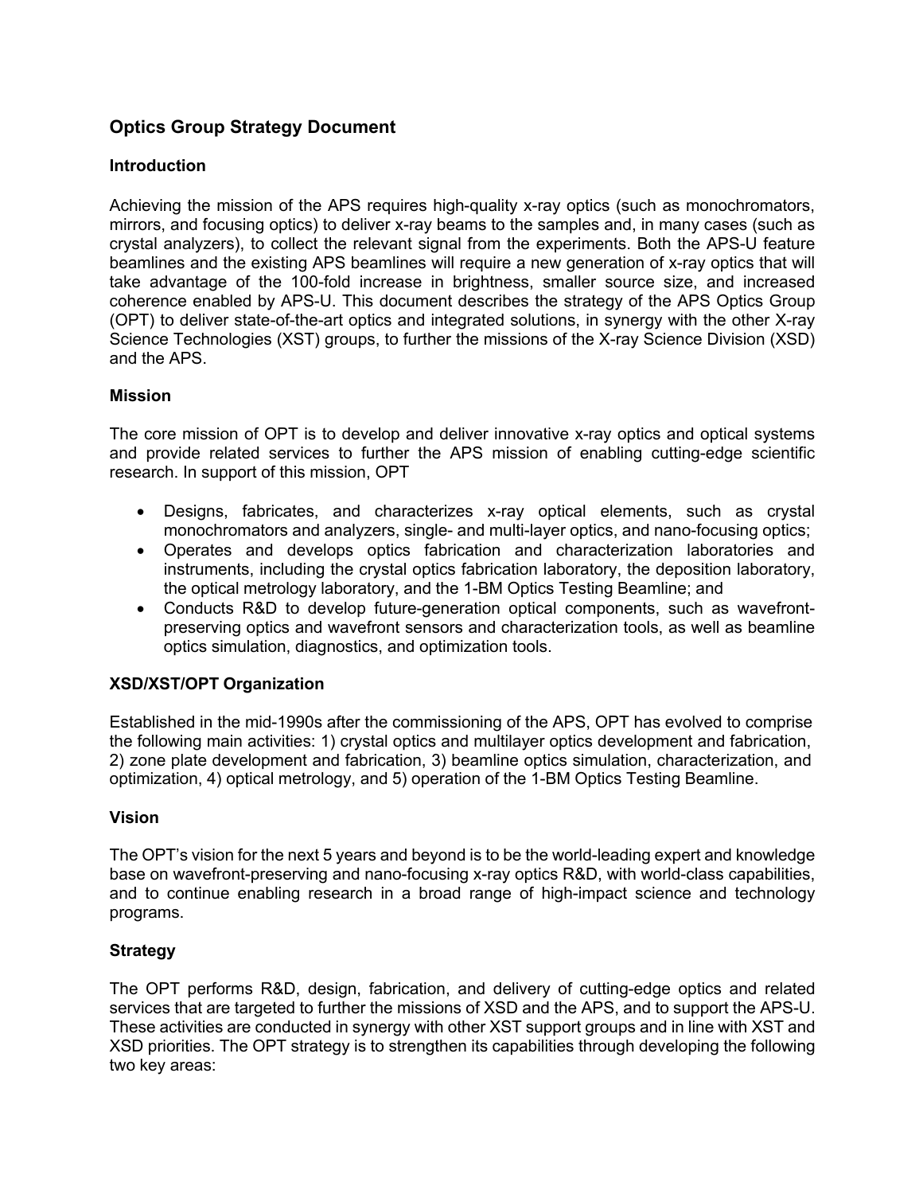# Optics Group Strategy Document

## Introduction

Achieving the mission of the APS requires high-quality x-ray optics (such as monochromators, mirrors, and focusing optics) to deliver x-ray beams to the samples and, in many cases (such as crystal analyzers), to collect the relevant signal from the experiments. Both the APS-U feature beamlines and the existing APS beamlines will require a new generation of x-ray optics that will take advantage of the 100-fold increase in brightness, smaller source size, and increased coherence enabled by APS-U. This document describes the strategy of the APS Optics Group (OPT) to deliver state-of-the-art optics and integrated solutions, in synergy with the other X-ray Science Technologies (XST) groups, to further the missions of the X-ray Science Division (XSD) and the APS.

## Mission

The core mission of OPT is to develop and deliver innovative x-ray optics and optical systems and provide related services to further the APS mission of enabling cutting-edge scientific research. In support of this mission, OPT

- Designs, fabricates, and characterizes x-ray optical elements, such as crystal monochromators and analyzers, single- and multi-layer optics, and nano-focusing optics;
- Operates and develops optics fabrication and characterization laboratories and instruments, including the crystal optics fabrication laboratory, the deposition laboratory, the optical metrology laboratory, and the 1-BM Optics Testing Beamline; and
- Conducts R&D to develop future-generation optical components, such as wavefront-preserving optics and wavefront sensors and characterization tools, as well as beamline optics simulation, diagnostics, and optimization tools.

## XSD/XST/OPT Organization

Established in the mid-1990s after the commissioning of the APS, OPT has evolved to comprise the following main activities: 1) crystal optics and multilayer optics development and fabrication, 2) zone plate development and fabrication, 3) beamline optics simulation, characterization, and optimization, 4) optical metrology, and 5) operation of the 1-BM Optics Testing Beamline.

## Vision

The OPT's vision for the next 5 years and beyond is to be the world-leading expert and knowledge base on wavefront-preserving and nano-focusing x-ray optics R&D, with world-class capabilities, and to continue enabling research in a broad range of high-impact science and technology programs.

## Strategy

The OPT performs R&D, design, fabrication, and delivery of cutting-edge optics and related services that are targeted to further the missions of XSD and the APS, and to support the APS-U. These activities are conducted in synergy with other XST support groups and in line with XST and XSD priorities. The OPT strategy is to strengthen its capabilities through developing the following two key areas: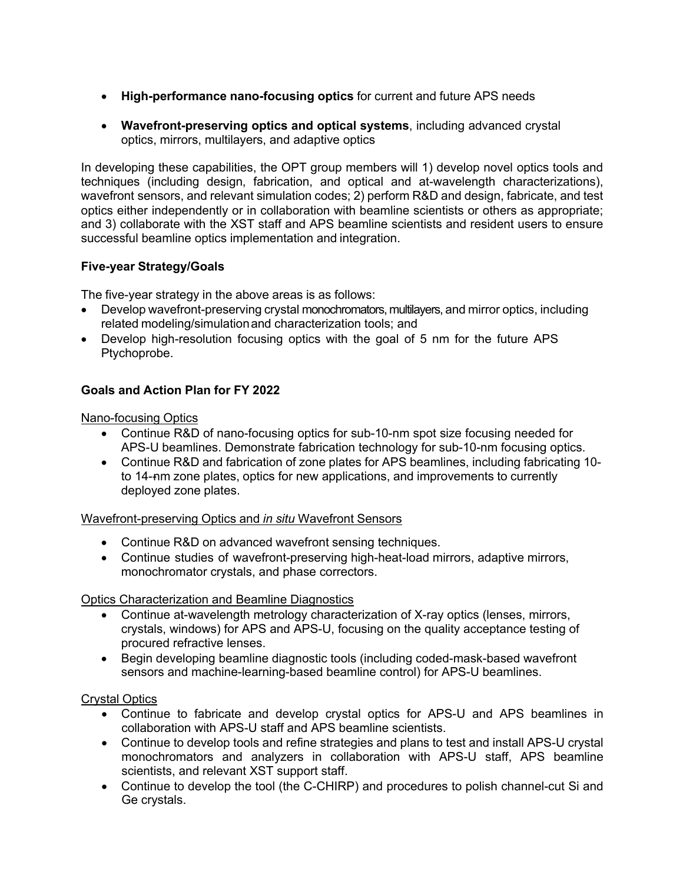- **High-performance nano-focusing optics** for current and future APS needs

- **Wavefront-preserving optics and optical systems**, including advanced crystal optics, mirrors, multilayers, and adaptive optics

In developing these capabilities, the OPT group members will 1) develop novel optics tools and techniques (including design, fabrication, and optical and at-wavelength characterizations), wavefront sensors, and relevant simulation codes; 2) perform R&D and design, fabricate, and test optics either independently or in collaboration with beamline scientists or others as appropriate; and 3) collaborate with the XST staff and APS beamline scientists and resident users to ensure successful beamline optics implementation and integration.

**Five-year Strategy/Goals**

The five-year strategy in the above areas is as follows:

- Develop wavefront-preserving crystal monochromators, multilayers, and mirror optics, including related modeling/simulation and characterization tools; and
- Develop high-resolution focusing optics with the goal of 5 nm for the future APS Ptychoprobe.

**Goals and Action Plan for FY 2022**

Nano-focusing Optics

- Continue R&D of nano-focusing optics for sub-10-nm spot size focusing needed for APS-U beamlines. Demonstrate fabrication technology for sub-10-nm focusing optics.
- Continue R&D and fabrication of zone plates for APS beamlines, including fabricating 10- to 14-nm zone plates, optics for new applications, and improvements to currently deployed zone plates.

Wavefront-preserving Optics and *in situ* Wavefront Sensors

- Continue R&D on advanced wavefront sensing techniques.
- Continue studies of wavefront-preserving high-heat-load mirrors, adaptive mirrors, monochromator crystals, and phase correctors.

Optics Characterization and Beamline Diagnostics

- Continue at-wavelength metrology characterization of X-ray optics (lenses, mirrors, crystals, windows) for APS and APS-U, focusing on the quality acceptance testing of procured refractive lenses.
- Begin developing beamline diagnostic tools (including coded-mask-based wavefront sensors and machine-learning-based beamline control) for APS-U beamlines.

Crystal Optics

- Continue to fabricate and develop crystal optics for APS-U and APS beamlines in collaboration with APS-U staff and APS beamline scientists.
- Continue to develop tools and refine strategies and plans to test and install APS-U crystal monochromators and analyzers in collaboration with APS-U staff, APS beamline scientists, and relevant XST support staff.
- Continue to develop the tool (the C-CHIRP) and procedures to polish channel-cut Si and Ge crystals.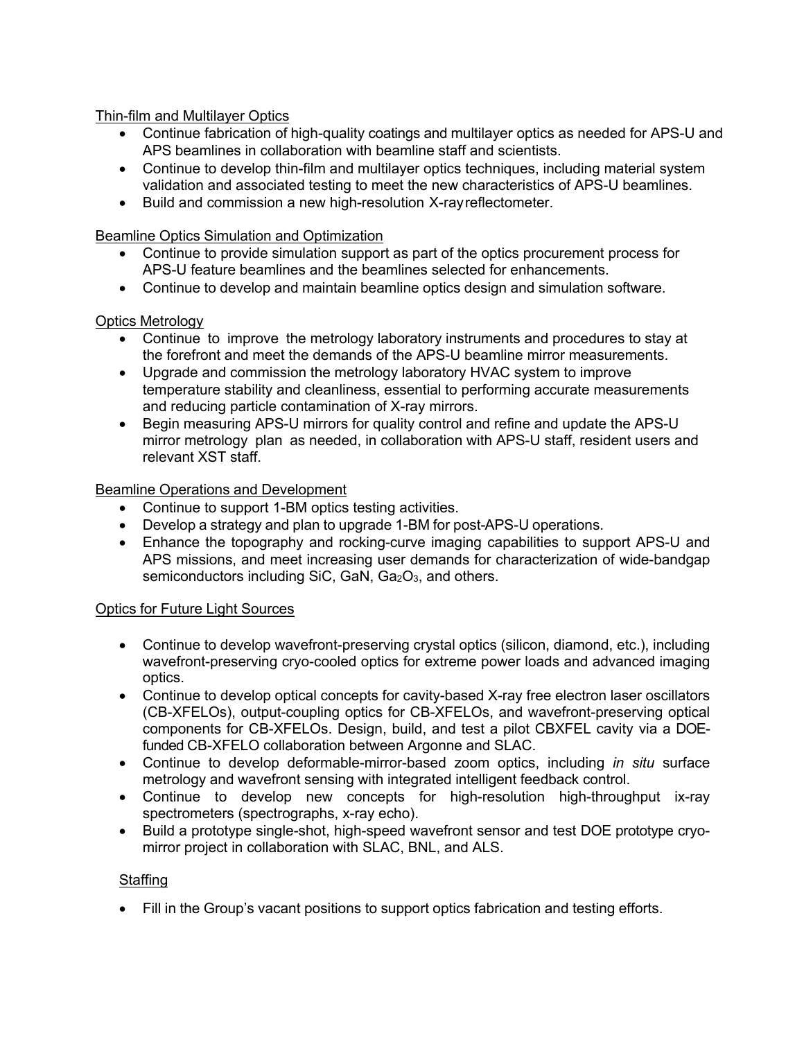Thin-film and Multilayer Optics

- Continue fabrication of high-quality coatings and multilayer optics as needed for APS-U and APS beamlines in collaboration with beamline staff and scientists.
- Continue to develop thin-film and multilayer optics techniques, including material system validation and associated testing to meet the new characteristics of APS-U beamlines.
- Build and commission a new high-resolution X-ray reflectometer.

Beamline Optics Simulation and Optimization

- Continue to provide simulation support as part of the optics procurement process for APS-U feature beamlines and the beamlines selected for enhancements.
- Continue to develop and maintain beamline optics design and simulation software.

Optics Metrology

- Continue to improve the metrology laboratory instruments and procedures to stay at the forefront and meet the demands of the APS-U beamline mirror measurements.
- Upgrade and commission the metrology laboratory HVAC system to improve temperature stability and cleanliness, essential to performing accurate measurements and reducing particle contamination of X-ray mirrors.
- Begin measuring APS-U mirrors for quality control and refine and update the APS-U mirror metrology plan as needed, in collaboration with APS-U staff, resident users and relevant XST staff.

Beamline Operations and Development

- Continue to support 1-BM optics testing activities.
- Develop a strategy and plan to upgrade 1-BM for post-APS-U operations.
- Enhance the topography and rocking-curve imaging capabilities to support APS-U and APS missions, and meet increasing user demands for characterization of wide-bandgap semiconductors including SiC, GaN, $Ga_2O_3$, and others.

Optics for Future Light Sources

- Continue to develop wavefront-preserving crystal optics (silicon, diamond, etc.), including wavefront-preserving cryo-cooled optics for extreme power loads and advanced imaging optics.
- Continue to develop optical concepts for cavity-based X-ray free electron laser oscillators (CB-XFELOs), output-coupling optics for CB-XFELOs, and wavefront-preserving optical components for CB-XFELOs. Design, build, and test a pilot CBXFEL cavity via a DOE-funded CB-XFELO collaboration between Argonne and SLAC.
- Continue to develop deformable-mirror-based zoom optics, including *in situ* surface metrology and wavefront sensing with integrated intelligent feedback control.
- Continue to develop new concepts for high-resolution high-throughput ix-ray spectrometers (spectrographs, x-ray echo).
- Build a prototype single-shot, high-speed wavefront sensor and test DOE prototype cryo-mirror project in collaboration with SLAC, BNL, and ALS.

Staffing

- Fill in the Group's vacant positions to support optics fabrication and testing efforts.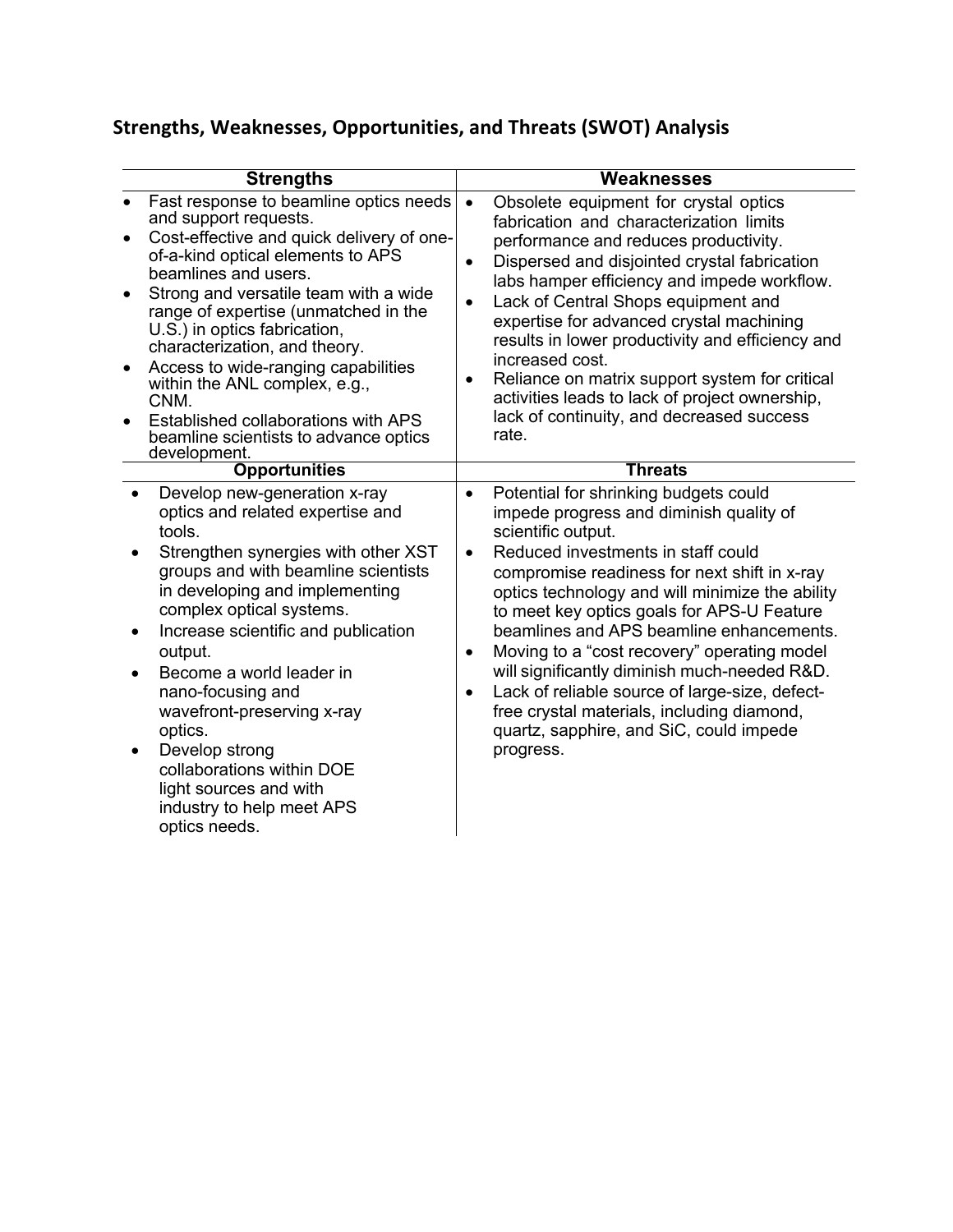## Strengths, Weaknesses, Opportunities, and Threats (SWOT) Analysis

| Strengths | Weaknesses |
|---|---|
| • Fast response to beamline optics needs and support requests.<br>• Cost-effective and quick delivery of one-of-a-kind optical elements to APS beamlines and users.<br>• Strong and versatile team with a wide range of expertise (unmatched in the U.S.) in optics fabrication, characterization, and theory.<br>• Access to wide-ranging capabilities within the ANL complex, e.g., CNM.<br>• Established collaborations with APS beamline scientists to advance optics development. | • Obsolete equipment for crystal optics fabrication and characterization limits performance and reduces productivity.<br>• Dispersed and disjointed crystal fabrication labs hamper efficiency and impede workflow.<br>• Lack of Central Shops equipment and expertise for advanced crystal machining results in lower productivity and efficiency and increased cost.<br>• Reliance on matrix support system for critical activities leads to lack of project ownership, lack of continuity, and decreased success rate. |
| **Opportunities** | **Threats** |
| • Develop new-generation x-ray optics and related expertise and tools.<br>• Strengthen synergies with other XST groups and with beamline scientists in developing and implementing complex optical systems.<br>• Increase scientific and publication output.<br>• Become a world leader in nano-focusing and wavefront-preserving x-ray optics.<br>• Develop strong collaborations within DOE light sources and with industry to help meet APS optics needs. | • Potential for shrinking budgets could impede progress and diminish quality of scientific output.<br>• Reduced investments in staff could compromise readiness for next shift in x-ray optics technology and will minimize the ability to meet key optics goals for APS-U Feature beamlines and APS beamline enhancements.<br>• Moving to a "cost recovery" operating model will significantly diminish much-needed R&D.<br>• Lack of reliable source of large-size, defect-free crystal materials, including diamond, quartz, sapphire, and SiC, could impede progress. |